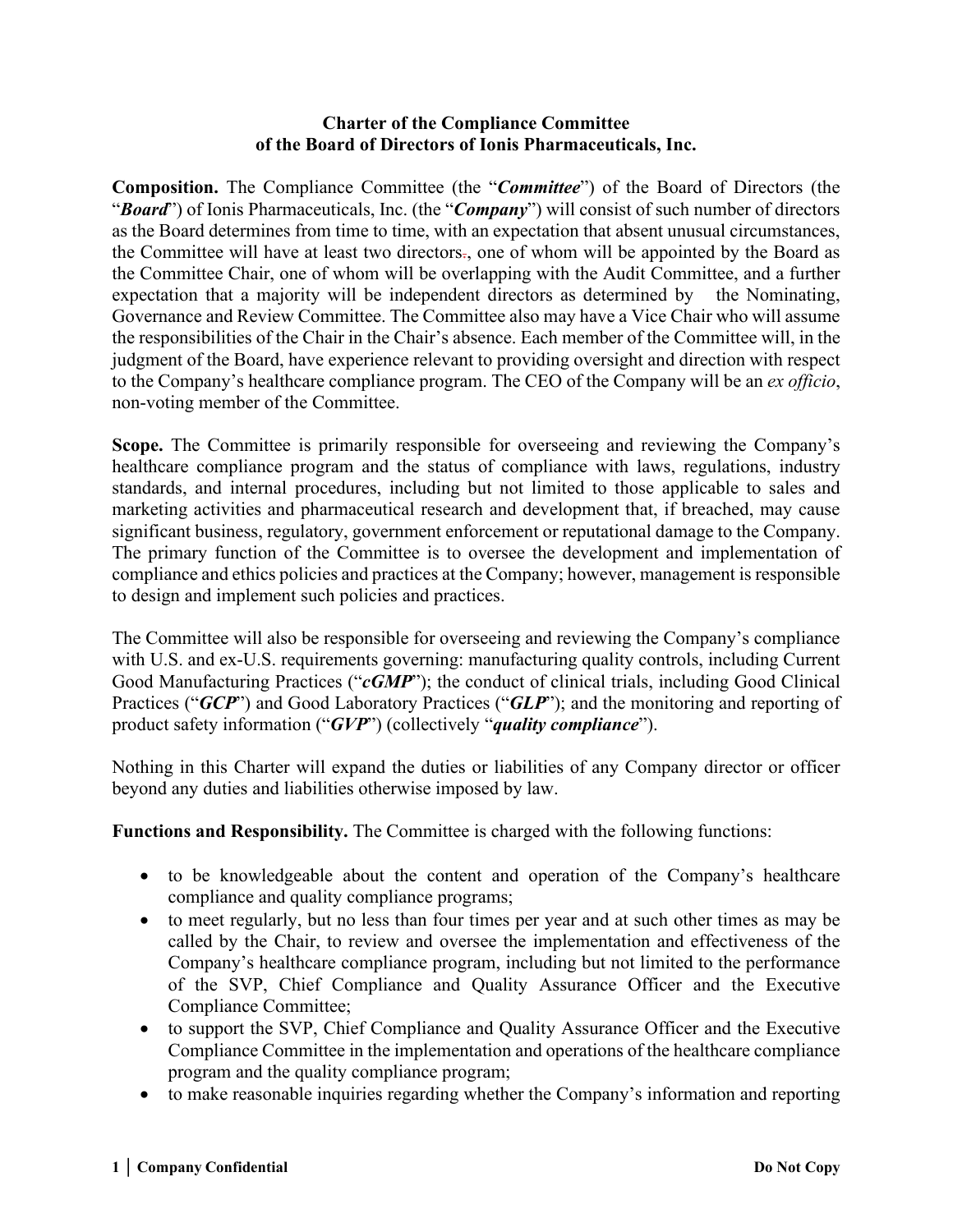**Charter of the Compliance Committee of the Board of Directors of Ionis Pharmaceuticals, Inc.**

**Composition.** The Compliance Committee (the "***Committee***") of the Board of Directors (the "***Board***") of Ionis Pharmaceuticals, Inc. (the "***Company***") will consist of such number of directors as the Board determines from time to time, with an expectation that absent unusual circumstances, the Committee will have at least two directors., one of whom will be appointed by the Board as the Committee Chair, one of whom will be overlapping with the Audit Committee, and a further expectation that a majority will be independent directors as determined by the Nominating, Governance and Review Committee. The Committee also may have a Vice Chair who will assume the responsibilities of the Chair in the Chair's absence. Each member of the Committee will, in the judgment of the Board, have experience relevant to providing oversight and direction with respect to the Company's healthcare compliance program. The CEO of the Company will be an *ex officio*, non-voting member of the Committee.

**Scope.** The Committee is primarily responsible for overseeing and reviewing the Company's healthcare compliance program and the status of compliance with laws, regulations, industry standards, and internal procedures, including but not limited to those applicable to sales and marketing activities and pharmaceutical research and development that, if breached, may cause significant business, regulatory, government enforcement or reputational damage to the Company. The primary function of the Committee is to oversee the development and implementation of compliance and ethics policies and practices at the Company; however, management is responsible to design and implement such policies and practices.

The Committee will also be responsible for overseeing and reviewing the Company's compliance with U.S. and ex-U.S. requirements governing: manufacturing quality controls, including Current Good Manufacturing Practices ("***cGMP***"); the conduct of clinical trials, including Good Clinical Practices ("***GCP***") and Good Laboratory Practices ("***GLP***"); and the monitoring and reporting of product safety information ("***GVP***") (collectively "***quality compliance***").

Nothing in this Charter will expand the duties or liabilities of any Company director or officer beyond any duties and liabilities otherwise imposed by law.

**Functions and Responsibility.** The Committee is charged with the following functions:

- to be knowledgeable about the content and operation of the Company's healthcare compliance and quality compliance programs;
- to meet regularly, but no less than four times per year and at such other times as may be called by the Chair, to review and oversee the implementation and effectiveness of the Company's healthcare compliance program, including but not limited to the performance of the SVP, Chief Compliance and Quality Assurance Officer and the Executive Compliance Committee;
- to support the SVP, Chief Compliance and Quality Assurance Officer and the Executive Compliance Committee in the implementation and operations of the healthcare compliance program and the quality compliance program;
- to make reasonable inquiries regarding whether the Company's information and reporting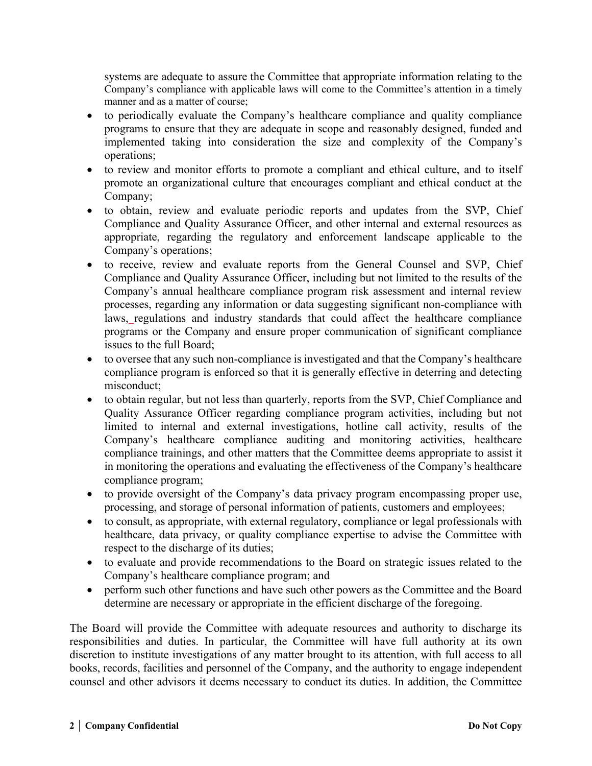systems are adequate to assure the Committee that appropriate information relating to the Company's compliance with applicable laws will come to the Committee's attention in a timely manner and as a matter of course;

- to periodically evaluate the Company's healthcare compliance and quality compliance programs to ensure that they are adequate in scope and reasonably designed, funded and implemented taking into consideration the size and complexity of the Company's operations;
- to review and monitor efforts to promote a compliant and ethical culture, and to itself promote an organizational culture that encourages compliant and ethical conduct at the Company;
- to obtain, review and evaluate periodic reports and updates from the SVP, Chief Compliance and Quality Assurance Officer, and other internal and external resources as appropriate, regarding the regulatory and enforcement landscape applicable to the Company's operations;
- to receive, review and evaluate reports from the General Counsel and SVP, Chief Compliance and Quality Assurance Officer, including but not limited to the results of the Company's annual healthcare compliance program risk assessment and internal review processes, regarding any information or data suggesting significant non-compliance with laws, regulations and industry standards that could affect the healthcare compliance programs or the Company and ensure proper communication of significant compliance issues to the full Board;
- to oversee that any such non-compliance is investigated and that the Company's healthcare compliance program is enforced so that it is generally effective in deterring and detecting misconduct;
- to obtain regular, but not less than quarterly, reports from the SVP, Chief Compliance and Quality Assurance Officer regarding compliance program activities, including but not limited to internal and external investigations, hotline call activity, results of the Company's healthcare compliance auditing and monitoring activities, healthcare compliance trainings, and other matters that the Committee deems appropriate to assist it in monitoring the operations and evaluating the effectiveness of the Company's healthcare compliance program;
- to provide oversight of the Company's data privacy program encompassing proper use, processing, and storage of personal information of patients, customers and employees;
- to consult, as appropriate, with external regulatory, compliance or legal professionals with healthcare, data privacy, or quality compliance expertise to advise the Committee with respect to the discharge of its duties;
- to evaluate and provide recommendations to the Board on strategic issues related to the Company's healthcare compliance program; and
- perform such other functions and have such other powers as the Committee and the Board determine are necessary or appropriate in the efficient discharge of the foregoing.

The Board will provide the Committee with adequate resources and authority to discharge its responsibilities and duties. In particular, the Committee will have full authority at its own discretion to institute investigations of any matter brought to its attention, with full access to all books, records, facilities and personnel of the Company, and the authority to engage independent counsel and other advisors it deems necessary to conduct its duties. In addition, the Committee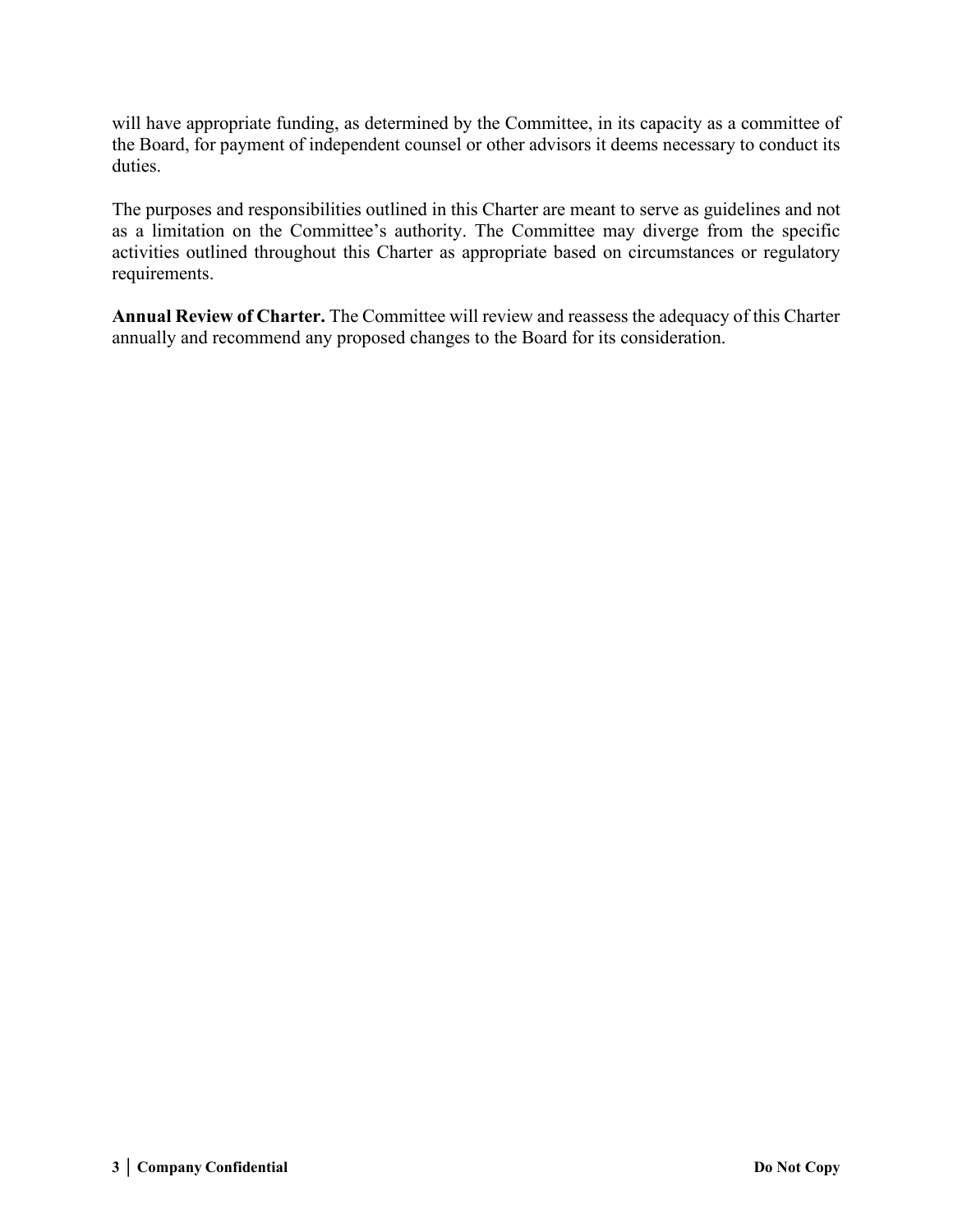will have appropriate funding, as determined by the Committee, in its capacity as a committee of the Board, for payment of independent counsel or other advisors it deems necessary to conduct its duties.

The purposes and responsibilities outlined in this Charter are meant to serve as guidelines and not as a limitation on the Committee's authority. The Committee may diverge from the specific activities outlined throughout this Charter as appropriate based on circumstances or regulatory requirements.

**Annual Review of Charter.** The Committee will review and reassess the adequacy of this Charter annually and recommend any proposed changes to the Board for its consideration.